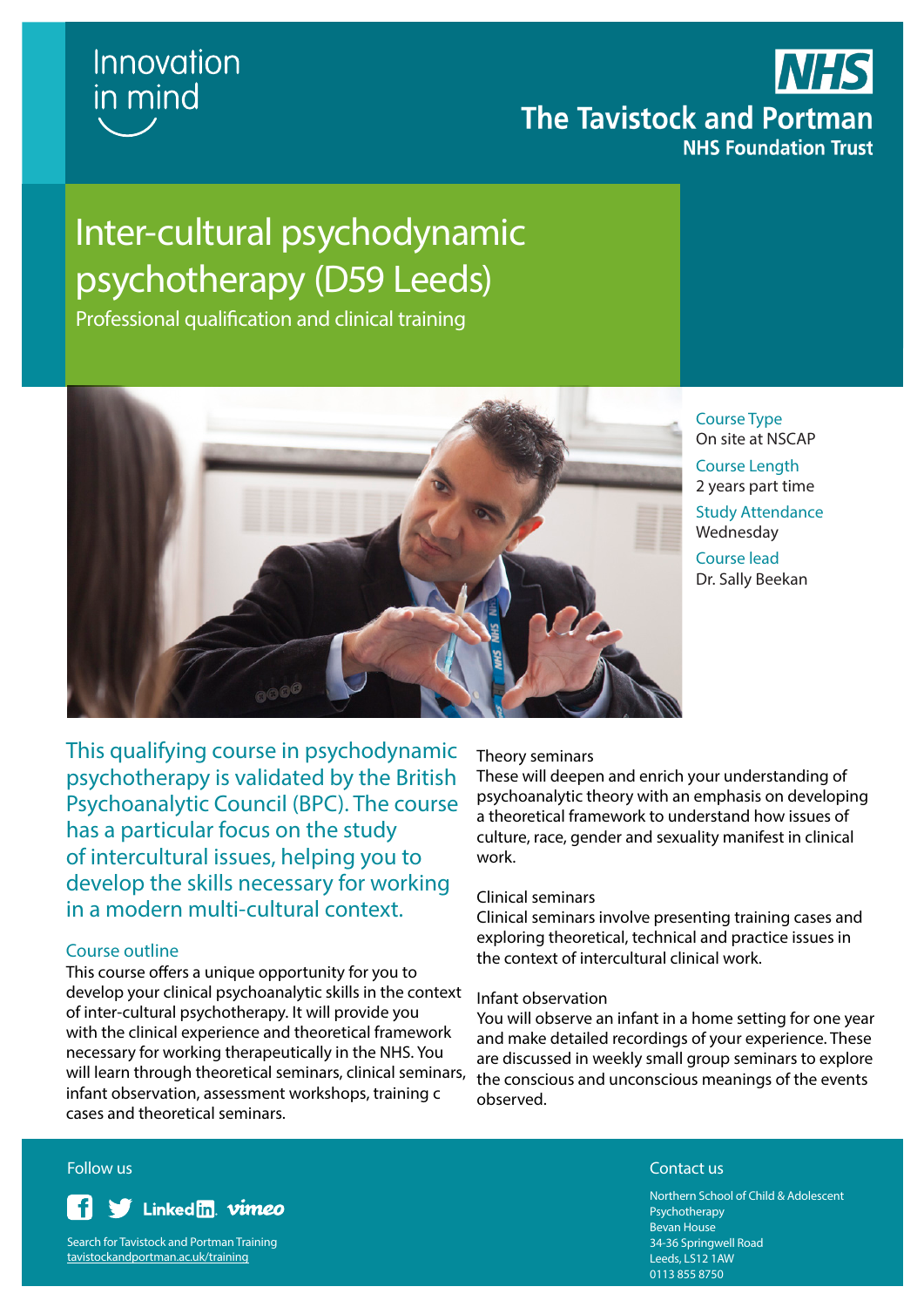Innovation in mind

**NHS**
**The Tavistock and Portman**
**NHS Foundation Trust**

# Inter-cultural psychodynamic psychotherapy (D59 Leeds)

## Professional qualification and clinical training

**Course Type**
On site at NSCAP

**Course Length**
2 years part time

**Study Attendance**
Wednesday

**Course lead**
Dr. Sally Beekan

This qualifying course in psychodynamic psychotherapy is validated by the British Psychoanalytic Council (BPC). The course has a particular focus on the study of intercultural issues, helping you to develop the skills necessary for working in a modern multi-cultural context.

### Course outline

This course offers a unique opportunity for you to develop your clinical psychoanalytic skills in the context of inter-cultural psychotherapy. It will provide you with the clinical experience and theoretical framework necessary for working therapeutically in the NHS. You will learn through theoretical seminars, clinical seminars, infant observation, assessment workshops, training c cases and theoretical seminars.

### Theory seminars

These will deepen and enrich your understanding of psychoanalytic theory with an emphasis on developing a theoretical framework to understand how issues of culture, race, gender and sexuality manifest in clinical work.

### Clinical seminars

Clinical seminars involve presenting training cases and exploring theoretical, technical and practice issues in the context of intercultural clinical work.

### Infant observation

You will observe an infant in a home setting for one year and make detailed recordings of your experience. These are discussed in weekly small group seminars to explore the conscious and unconscious meanings of the events observed.

### Follow us

Facebook, Twitter, LinkedIn, vimeo

Search for Tavistock and Portman Training
tavistockandportman.ac.uk/training

### Contact us

Northern School of Child & Adolescent Psychotherapy
Bevan House
34-36 Springwell Road
Leeds, LS12 1AW
0113 855 8750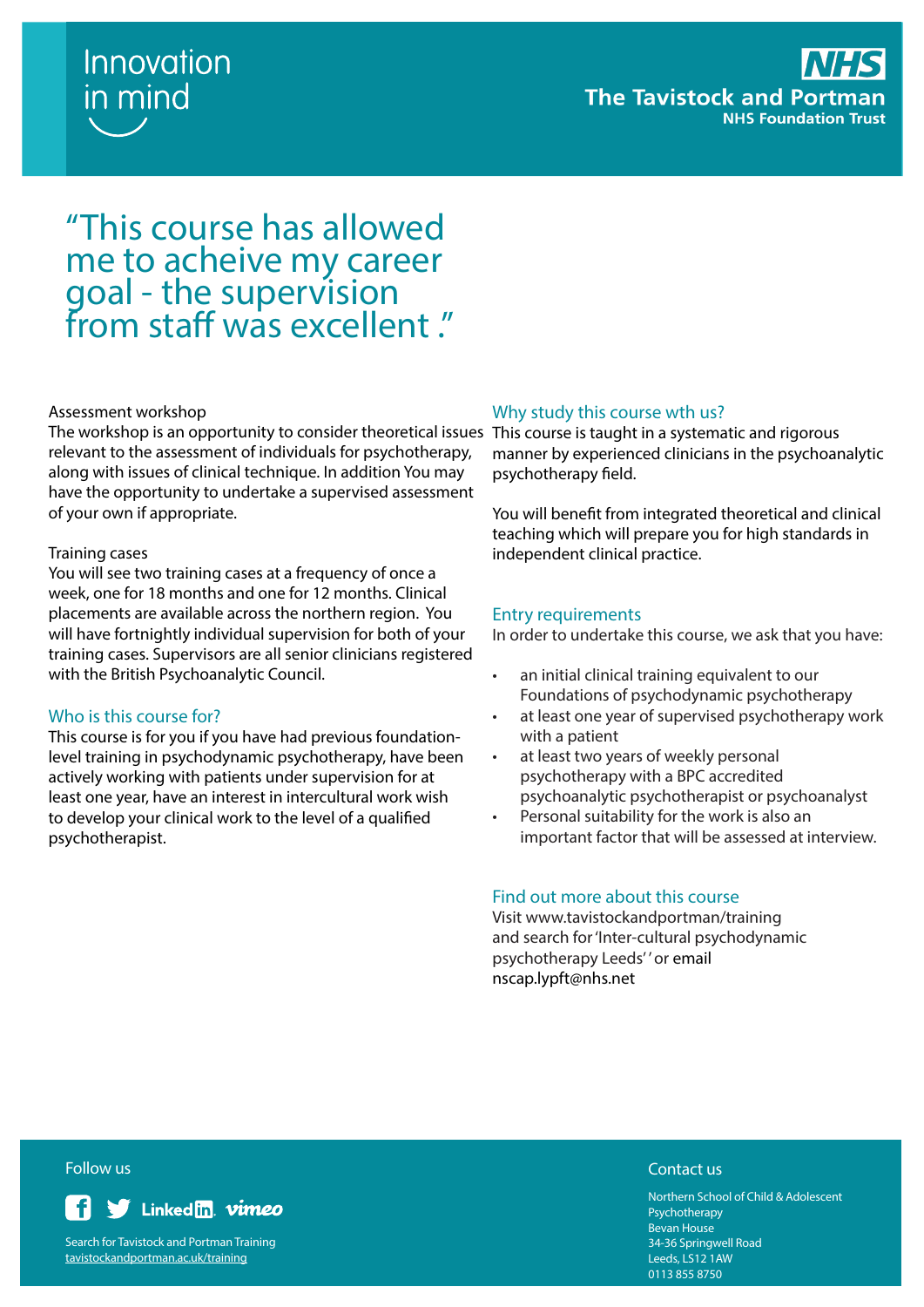Innovation in mind

**NHS**
**The Tavistock and Portman**
**NHS Foundation Trust**

# “This course has allowed me to acheive my career goal - the supervision from staff was excellent .”

Assessment workshop
The workshop is an opportunity to consider theoretical issues relevant to the assessment of individuals for psychotherapy, along with issues of clinical technique. In addition You may have the opportunity to undertake a supervised assessment of your own if appropriate.

Training cases
You will see two training cases at a frequency of once a week, one for 18 months and one for 12 months. Clinical placements are available across the northern region. You will have fortnightly individual supervision for both of your training cases. Supervisors are all senior clinicians registered with the British Psychoanalytic Council.

## Who is this course for?

This course is for you if you have had previous foundation-level training in psychodynamic psychotherapy, have been actively working with patients under supervision for at least one year, have an interest in intercultural work wish to develop your clinical work to the level of a qualified psychotherapist.

## Why study this course wth us?

This course is taught in a systematic and rigorous manner by experienced clinicians in the psychoanalytic psychotherapy field.

You will benefit from integrated theoretical and clinical teaching which will prepare you for high standards in independent clinical practice.

## Entry requirements

In order to undertake this course, we ask that you have:

- an initial clinical training equivalent to our Foundations of psychodynamic psychotherapy
- at least one year of supervised psychotherapy work with a patient
- at least two years of weekly personal psychotherapy with a BPC accredited psychoanalytic psychotherapist or psychoanalyst
- Personal suitability for the work is also an important factor that will be assessed at interview.

## Find out more about this course

Visit www.tavistockandportman/training and search for ‘Inter-cultural psychodynamic psychotherapy Leeds’ ’ or email nscap.lypft@nhs.net

Follow us

Search for Tavistock and Portman Training
tavistockandportman.ac.uk/training

Contact us

Northern School of Child & Adolescent Psychotherapy
Bevan House
34-36 Springwell Road
Leeds, LS12 1AW
0113 855 8750